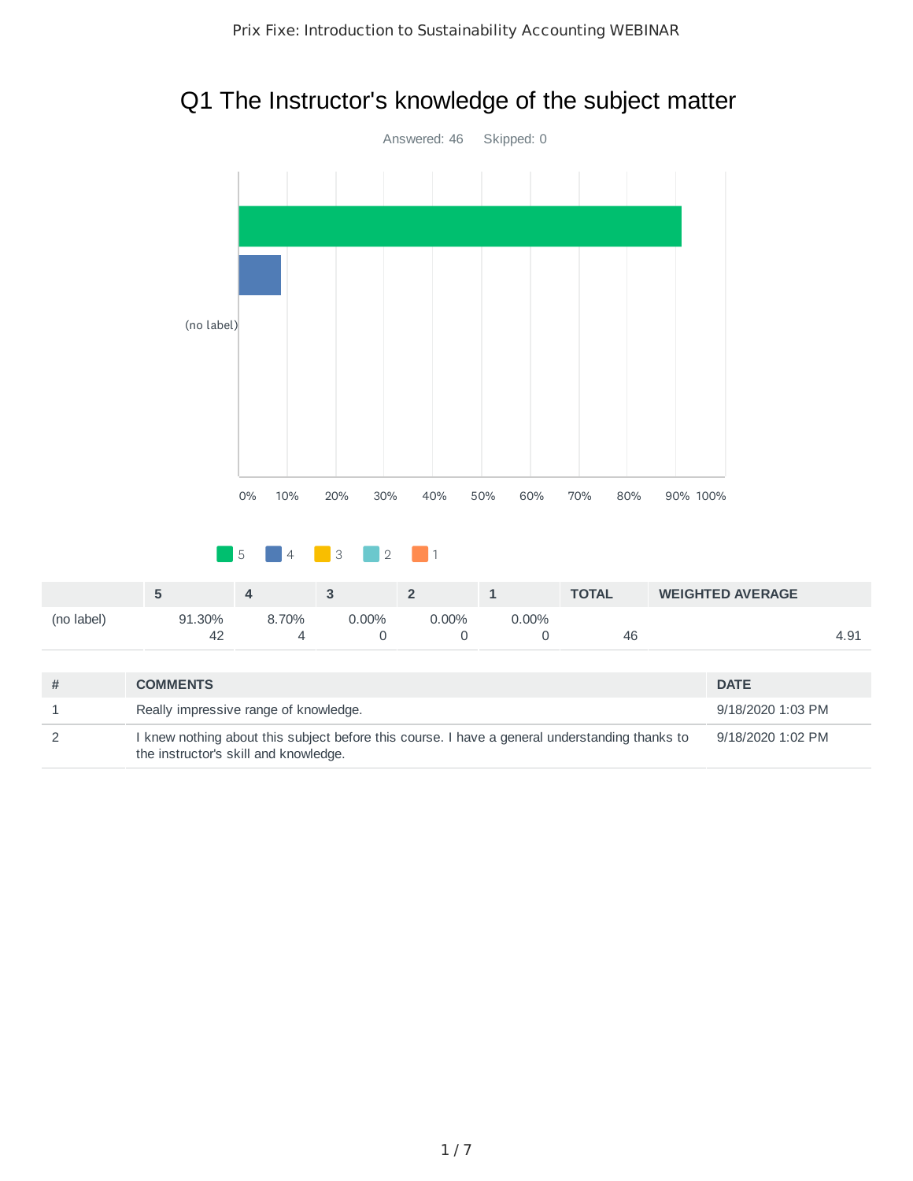# Q1 The Instructor's knowledge of the subject matter

Answered: 46    Skipped: 0

|  | 5 | 4 | 3 | 2 | 1 | TOTAL | WEIGHTED AVERAGE |
|---|---|---|---|---|---|---|---|
| (no label) | 91.30% 42 | 8.70% 4 | 0.00% 0 | 0.00% 0 | 0.00% 0 | 46 | 4.91 |

| # | COMMENTS | DATE |
|---|---|---|
| 1 | Really impressive range of knowledge. | 9/18/2020 1:03 PM |
| 2 | I knew nothing about this subject before this course. I have a general understanding thanks to the instructor's skill and knowledge. | 9/18/2020 1:02 PM |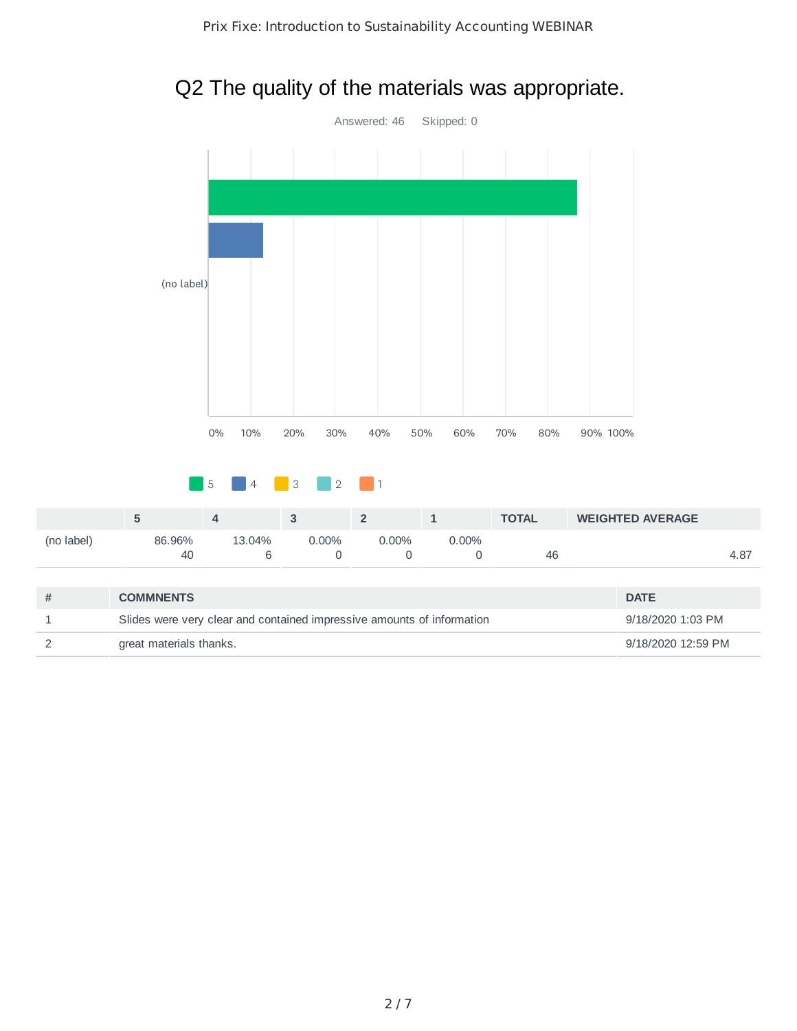## Q2 The quality of the materials was appropriate.

Answered: 46 Skipped: 0

| | 5 | 4 | 3 | 2 | 1 | TOTAL | WEIGHTED AVERAGE |
|---|---|---|---|---|---|---|---|
| (no label) | 86.96%<br>40 | 13.04%<br>6 | 0.00%<br>0 | 0.00%<br>0 | 0.00%<br>0 | 46 | 4.87 |

| # | COMMNENTS | DATE |
|---|---|---|
| 1 | Slides were very clear and contained impressive amounts of information | 9/18/2020 1:03 PM |
| 2 | great materials thanks. | 9/18/2020 12:59 PM |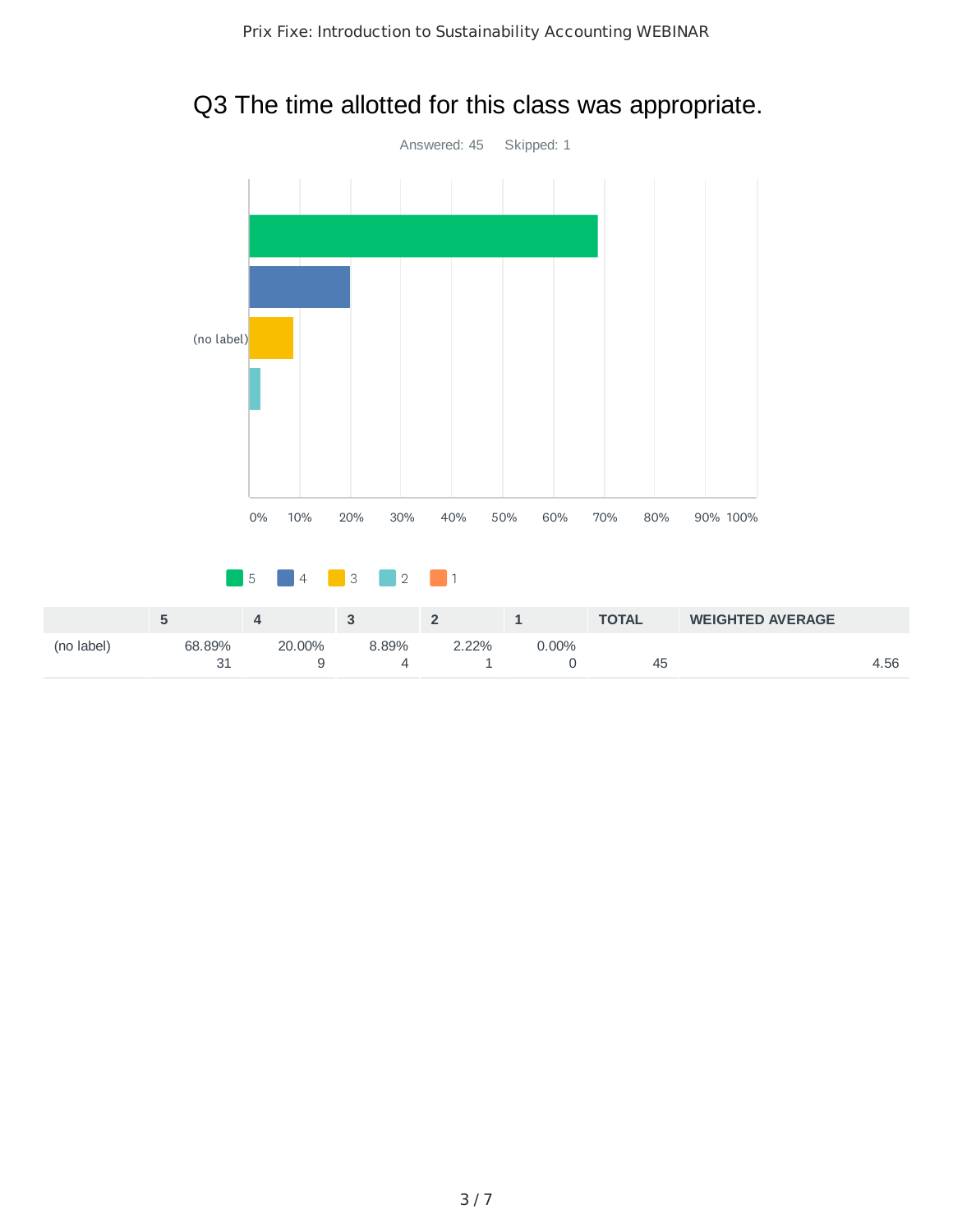# Q3 The time allotted for this class was appropriate.

Answered: 45    Skipped: 1

|  | 5 | 4 | 3 | 2 | 1 | TOTAL | WEIGHTED AVERAGE |
|---|---|---|---|---|---|---|---|
| (no label) | 68.89% 31 | 20.00% 9 | 8.89% 4 | 2.22% 1 | 0.00% 0 | 45 | 4.56 |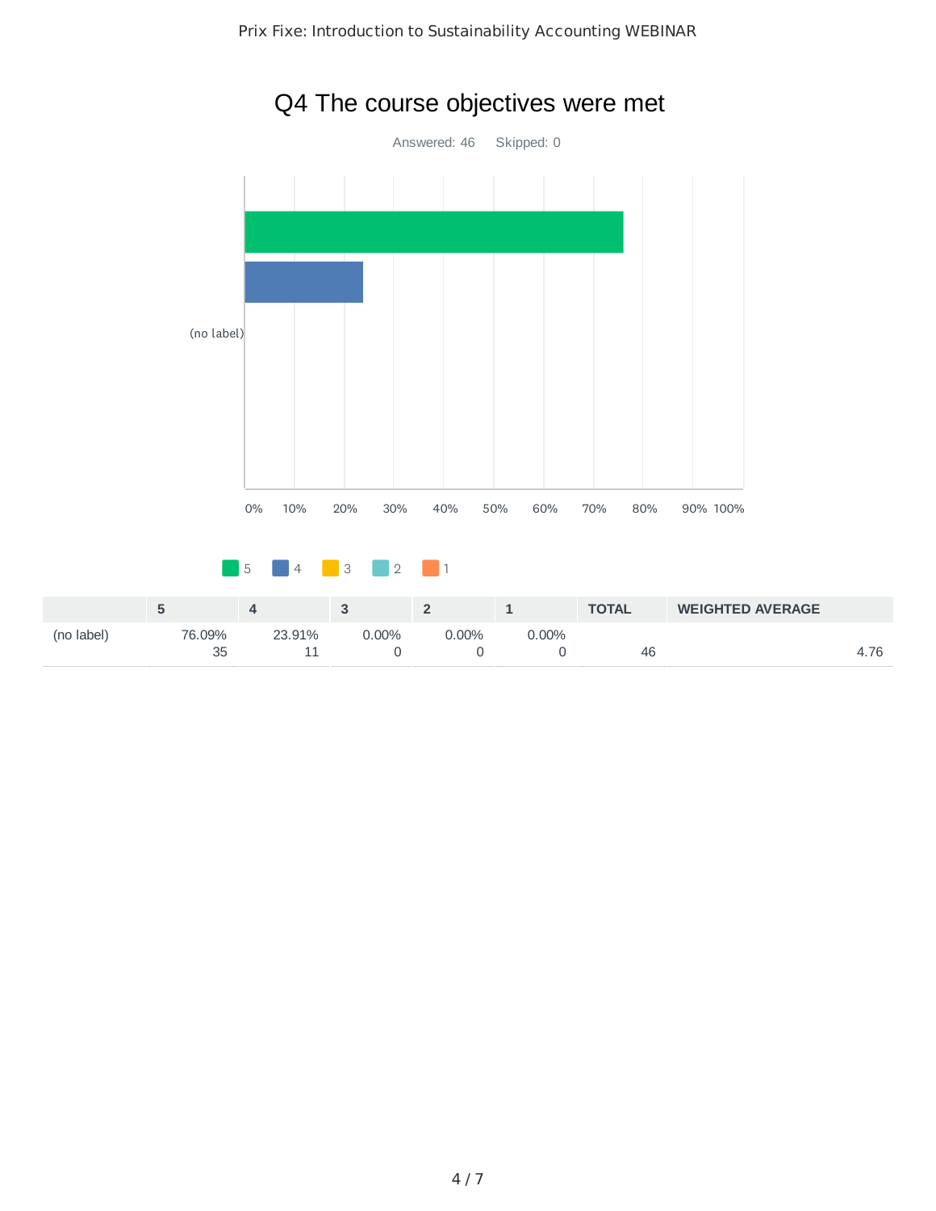# Q4 The course objectives were met

Answered: 46 Skipped: 0

|  | 5 | 4 | 3 | 2 | 1 | TOTAL | WEIGHTED AVERAGE |
|---|---|---|---|---|---|---|---|
| (no label) | 76.09% 35 | 23.91% 11 | 0.00% 0 | 0.00% 0 | 0.00% 0 | 46 | 4.76 |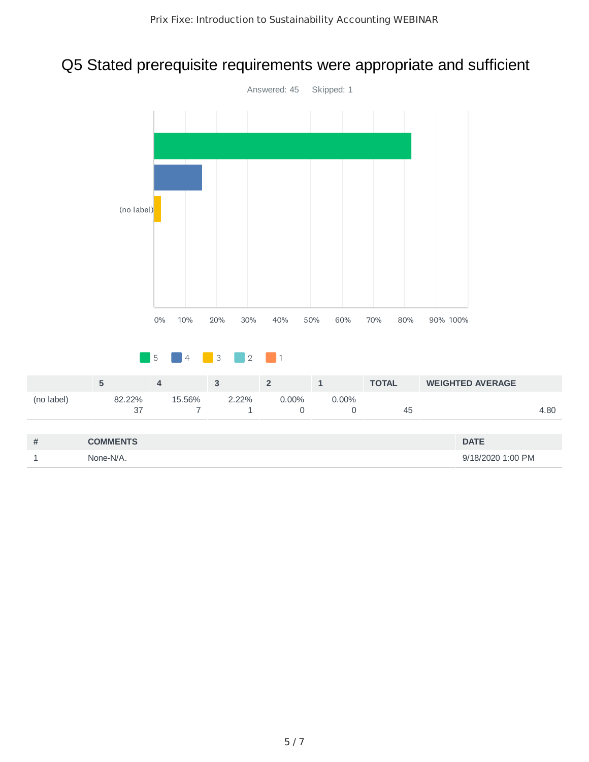# Q5 Stated prerequisite requirements were appropriate and sufficient

Answered: 45    Skipped: 1

|  | 5 | 4 | 3 | 2 | 1 | TOTAL | WEIGHTED AVERAGE |
|---|---|---|---|---|---|---|---|
| (no label) | 82.22%<br>37 | 15.56%<br>7 | 2.22%<br>1 | 0.00%<br>0 | 0.00%<br>0 | 45 | 4.80 |

| # | COMMENTS | DATE |
|---|---|---|
| 1 | None-N/A. | 9/18/2020 1:00 PM |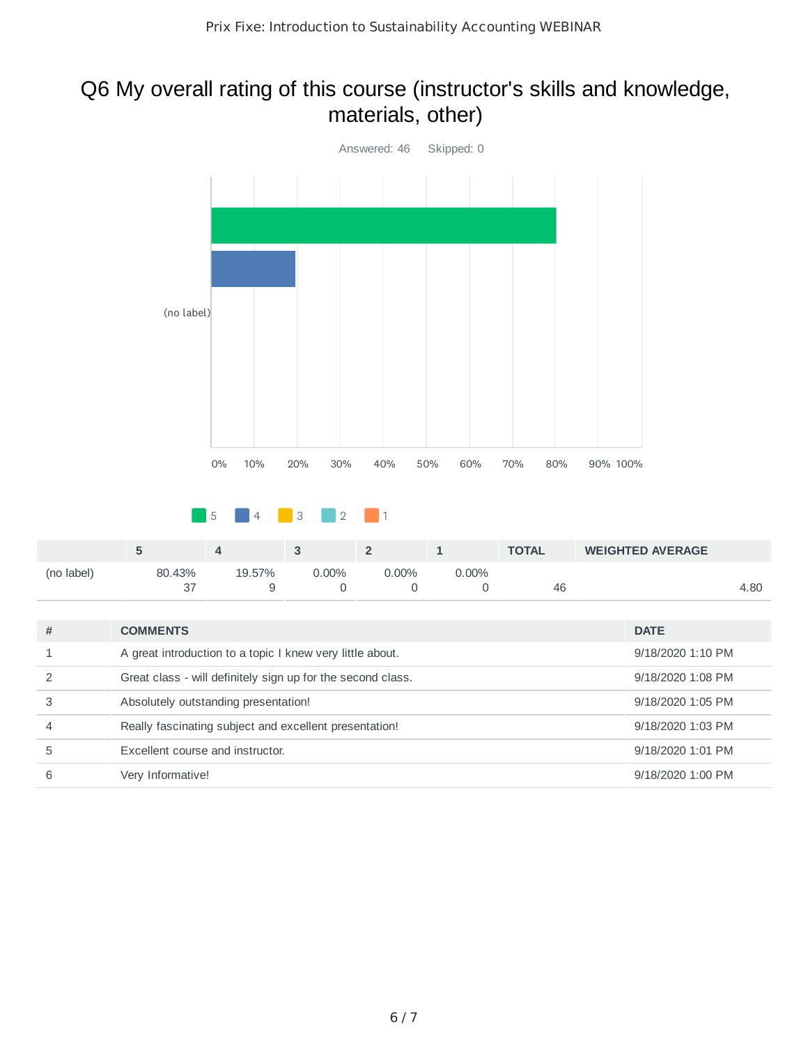# Q6 My overall rating of this course (instructor's skills and knowledge, materials, other)

Answered: 46    Skipped: 0

(no label)

0% 10% 20% 30% 40% 50% 60% 70% 80% 90% 100%

5  4  3  2  1

| | 5 | 4 | 3 | 2 | 1 | TOTAL | WEIGHTED AVERAGE |
|---|---|---|---|---|---|---|---|
| (no label) | 80.43%<br>37 | 19.57%<br>9 | 0.00%<br>0 | 0.00%<br>0 | 0.00%<br>0 | 46 | 4.80 |

| # | COMMENTS | DATE |
|---|---|---|
| 1 | A great introduction to a topic I knew very little about. | 9/18/2020 1:10 PM |
| 2 | Great class - will definitely sign up for the second class. | 9/18/2020 1:08 PM |
| 3 | Absolutely outstanding presentation! | 9/18/2020 1:05 PM |
| 4 | Really fascinating subject and excellent presentation! | 9/18/2020 1:03 PM |
| 5 | Excellent course and instructor. | 9/18/2020 1:01 PM |
| 6 | Very Informative! | 9/18/2020 1:00 PM |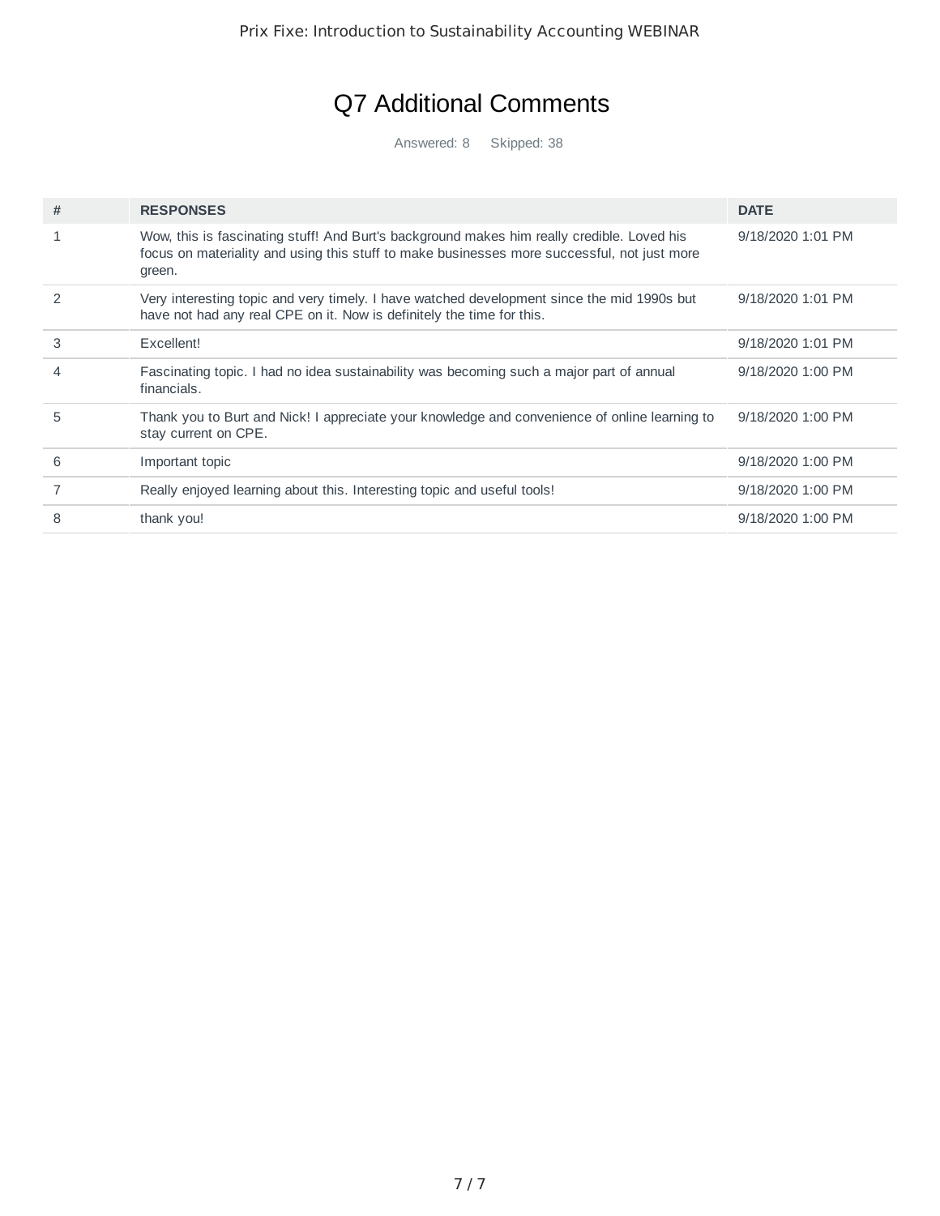# Q7 Additional Comments

Answered: 8 Skipped: 38

| # | RESPONSES | DATE |
|---|---|---|
| 1 | Wow, this is fascinating stuff! And Burt's background makes him really credible. Loved his focus on materiality and using this stuff to make businesses more successful, not just more green. | 9/18/2020 1:01 PM |
| 2 | Very interesting topic and very timely. I have watched development since the mid 1990s but have not had any real CPE on it. Now is definitely the time for this. | 9/18/2020 1:01 PM |
| 3 | Excellent! | 9/18/2020 1:01 PM |
| 4 | Fascinating topic. I had no idea sustainability was becoming such a major part of annual financials. | 9/18/2020 1:00 PM |
| 5 | Thank you to Burt and Nick! I appreciate your knowledge and convenience of online learning to stay current on CPE. | 9/18/2020 1:00 PM |
| 6 | Important topic | 9/18/2020 1:00 PM |
| 7 | Really enjoyed learning about this. Interesting topic and useful tools! | 9/18/2020 1:00 PM |
| 8 | thank you! | 9/18/2020 1:00 PM |